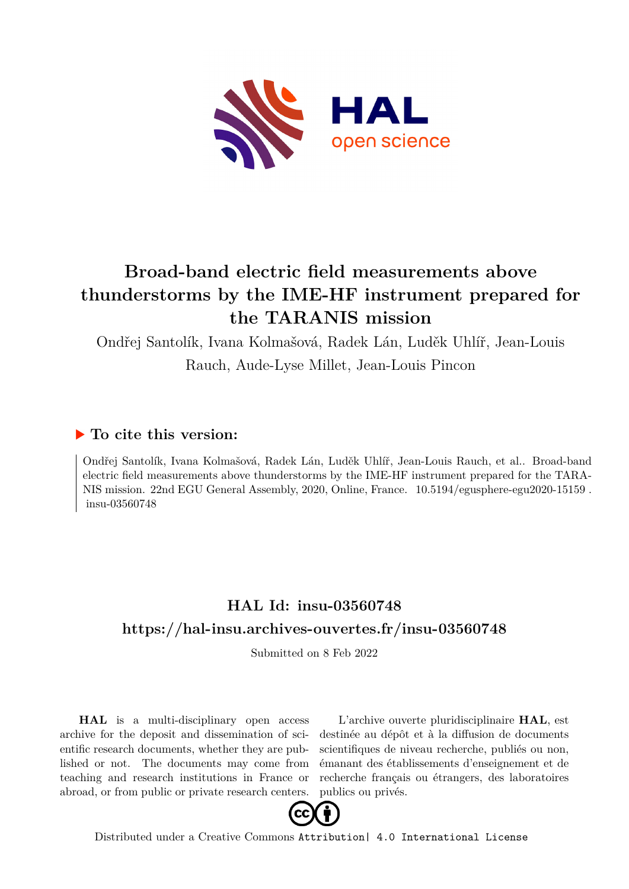# Broad-band electric field measurements above thunderstorms by the IME-HF instrument prepared for the TARANIS mission

Ondřej Santolík, Ivana Kolmašová, Radek Lán, Luděk Uhlíř, Jean-Louis Rauch, Aude-Lyse Millet, Jean-Louis Pincon

## ▶ To cite this version:

Ondřej Santolík, Ivana Kolmašová, Radek Lán, Luděk Uhlíř, Jean-Louis Rauch, et al.. Broad-band electric field measurements above thunderstorms by the IME-HF instrument prepared for the TARANIS mission. 22nd EGU General Assembly, 2020, Online, France. 10.5194/egusphere-egu2020-15159 . insu-03560748

## HAL Id: insu-03560748

## https://hal-insu.archives-ouvertes.fr/insu-03560748

Submitted on 8 Feb 2022

**HAL** is a multi-disciplinary open access archive for the deposit and dissemination of scientific research documents, whether they are published or not. The documents may come from teaching and research institutions in France or abroad, or from public or private research centers.

L'archive ouverte pluridisciplinaire **HAL**, est destinée au dépôt et à la diffusion de documents scientifiques de niveau recherche, publiés ou non, émanant des établissements d'enseignement et de recherche français ou étrangers, des laboratoires publics ou privés.

Distributed under a Creative Commons Attribution| 4.0 International License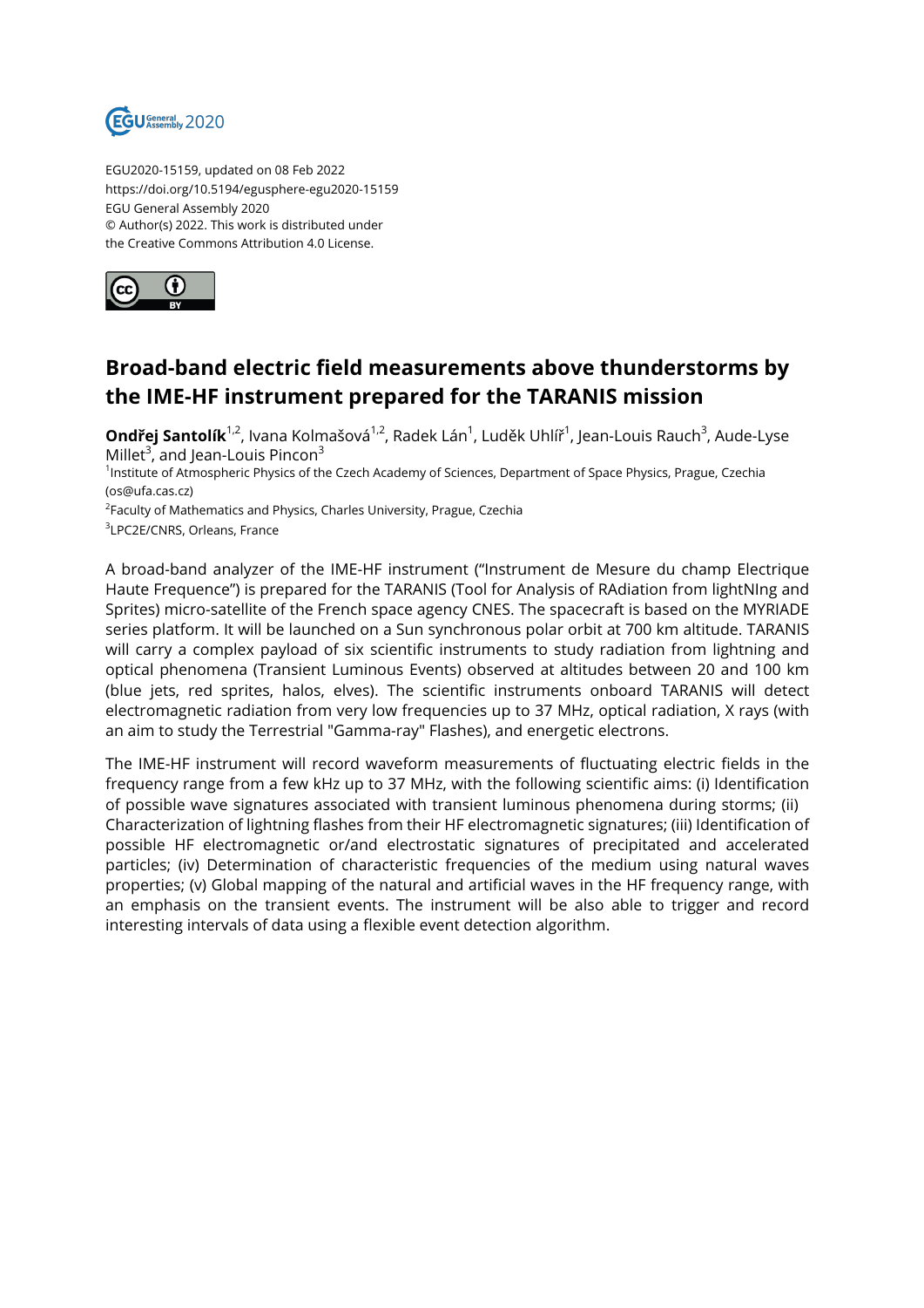EGU2020-15159, updated on 08 Feb 2022
https://doi.org/10.5194/egusphere-egu2020-15159
EGU General Assembly 2020
© Author(s) 2022. This work is distributed under
the Creative Commons Attribution 4.0 License.

# Broad-band electric field measurements above thunderstorms by the IME-HF instrument prepared for the TARANIS mission

**Ondřej Santolík**[1,2], Ivana Kolmašová[1,2], Radek Lán[1], Luděk Uhlíř[1], Jean-Louis Rauch[3], Aude-Lyse Millet[3], and Jean-Louis Pincon[3]

[1]Institute of Atmospheric Physics of the Czech Academy of Sciences, Department of Space Physics, Prague, Czechia (os@ufa.cas.cz)

[2]Faculty of Mathematics and Physics, Charles University, Prague, Czechia

[3]LPC2E/CNRS, Orleans, France

A broad-band analyzer of the IME-HF instrument ("Instrument de Mesure du champ Electrique Haute Frequence") is prepared for the TARANIS (Tool for Analysis of RAdiation from lightNIng and Sprites) micro-satellite of the French space agency CNES. The spacecraft is based on the MYRIADE series platform. It will be launched on a Sun synchronous polar orbit at 700 km altitude. TARANIS will carry a complex payload of six scientific instruments to study radiation from lightning and optical phenomena (Transient Luminous Events) observed at altitudes between 20 and 100 km (blue jets, red sprites, halos, elves). The scientific instruments onboard TARANIS will detect electromagnetic radiation from very low frequencies up to 37 MHz, optical radiation, X rays (with an aim to study the Terrestrial "Gamma-ray" Flashes), and energetic electrons.

The IME-HF instrument will record waveform measurements of fluctuating electric fields in the frequency range from a few kHz up to 37 MHz, with the following scientific aims: (i) Identification of possible wave signatures associated with transient luminous phenomena during storms; (ii) Characterization of lightning flashes from their HF electromagnetic signatures; (iii) Identification of possible HF electromagnetic or/and electrostatic signatures of precipitated and accelerated particles; (iv) Determination of characteristic frequencies of the medium using natural waves properties; (v) Global mapping of the natural and artificial waves in the HF frequency range, with an emphasis on the transient events. The instrument will be also able to trigger and record interesting intervals of data using a flexible event detection algorithm.